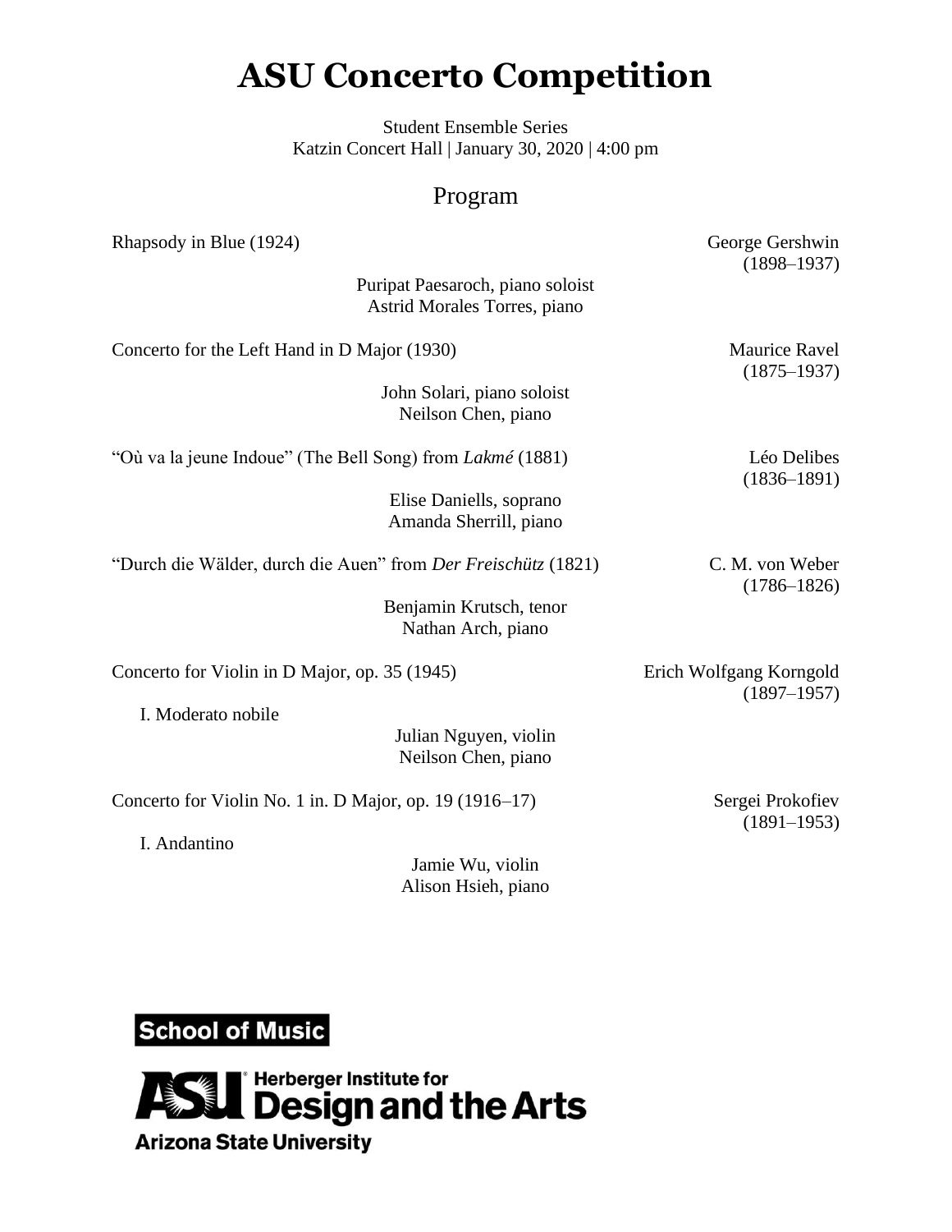# ASU Concerto Competition

Student Ensemble Series
Katzin Concert Hall | January 30, 2020 | 4:00 pm

## Program

Rhapsody in Blue (1924) — George Gershwin (1898–1937)

Puripat Paesaroch, piano soloist
Astrid Morales Torres, piano

Concerto for the Left Hand in D Major (1930) — Maurice Ravel (1875–1937)

John Solari, piano soloist
Neilson Chen, piano

"Où va la jeune Indoue" (The Bell Song) from *Lakmé* (1881) — Léo Delibes (1836–1891)

Elise Daniells, soprano
Amanda Sherrill, piano

"Durch die Wälder, durch die Auen" from *Der Freischütz* (1821) — C. M. von Weber (1786–1826)

Benjamin Krutsch, tenor
Nathan Arch, piano

Concerto for Violin in D Major, op. 35 (1945) — Erich Wolfgang Korngold (1897–1957)

I. Moderato nobile

Julian Nguyen, violin
Neilson Chen, piano

Concerto for Violin No. 1 in. D Major, op. 19 (1916–17) — Sergei Prokofiev (1891–1953)

I. Andantino

Jamie Wu, violin
Alison Hsieh, piano

School of Music

ASU Herberger Institute for Design and the Arts
Arizona State University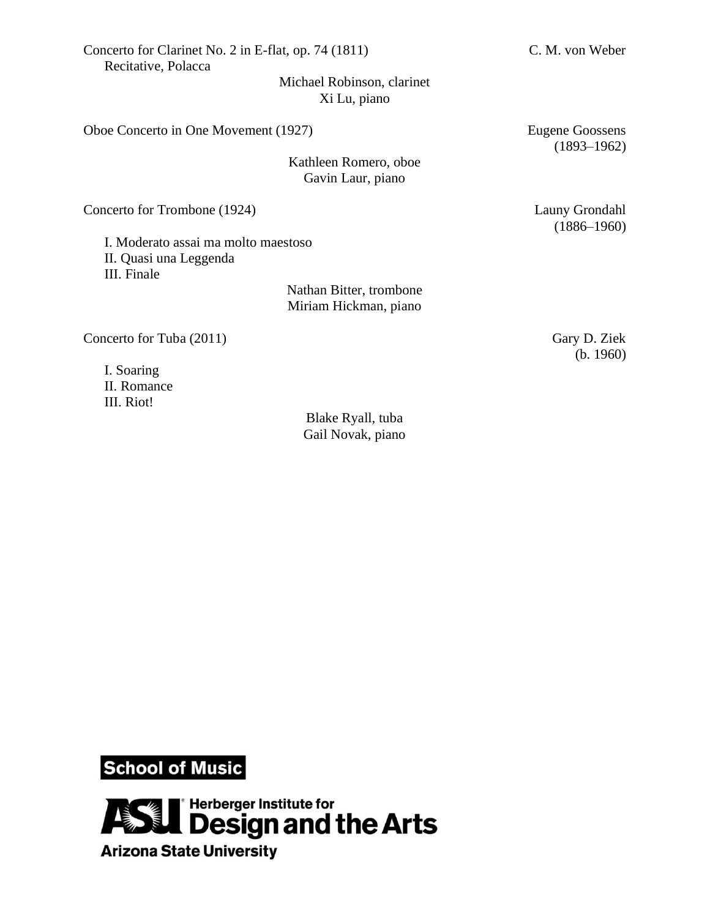Concerto for Clarinet No. 2 in E-flat, op. 74 (1811) C. M. von Weber
Recitative, Polacca

Michael Robinson, clarinet
Xi Lu, piano

Oboe Concerto in One Movement (1927) Eugene Goossens (1893–1962)

Kathleen Romero, oboe
Gavin Laur, piano

Concerto for Trombone (1924) Launy Grondahl (1886–1960)

I. Moderato assai ma molto maestoso
II. Quasi una Leggenda
III. Finale

Nathan Bitter, trombone
Miriam Hickman, piano

Concerto for Tuba (2011) Gary D. Ziek (b. 1960)

I. Soaring
II. Romance
III. Riot!

Blake Ryall, tuba
Gail Novak, piano

School of Music

ASU Herberger Institute for Design and the Arts
Arizona State University